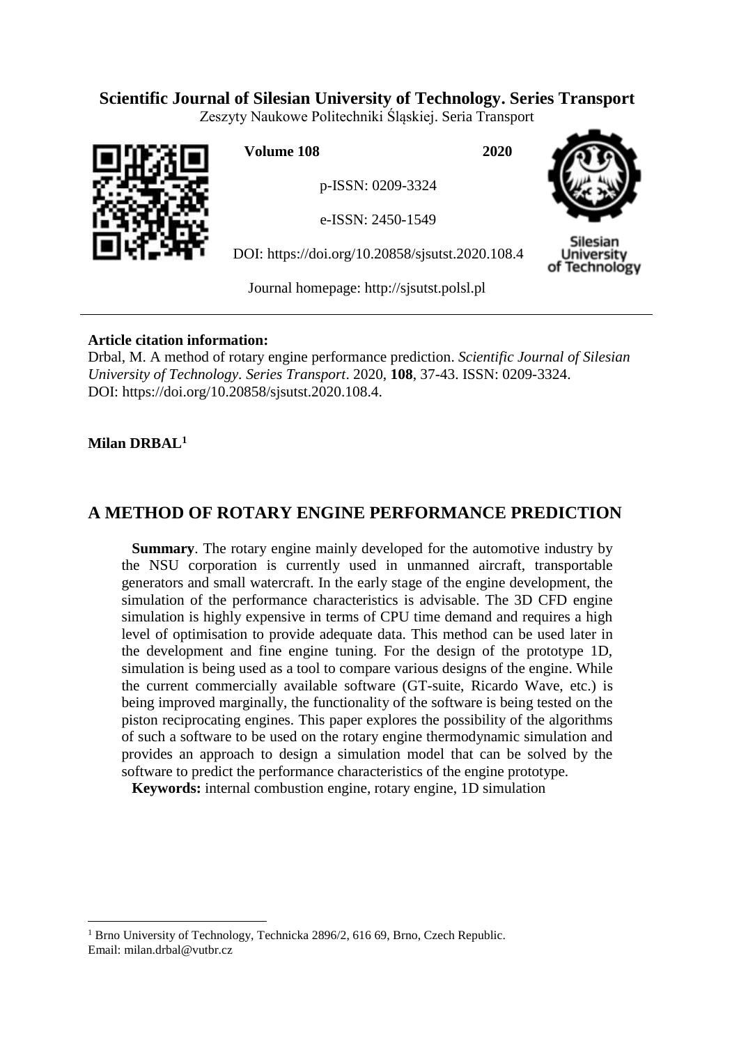**Scientific Journal of Silesian University of Technology. Series Transport**

Zeszyty Naukowe Politechniki Śląskiej. Seria Transport

**Volume 108** **2020**

p-ISSN: 0209-3324

e-ISSN: 2450-1549

DOI: https://doi.org/10.20858/sjsutst.2020.108.4

Journal homepage: http://sjsutst.polsl.pl

**Article citation information:**

Drbal, M. A method of rotary engine performance prediction. *Scientific Journal of Silesian University of Technology. Series Transport*. 2020, **108**, 37-43. ISSN: 0209-3324. DOI: https://doi.org/10.20858/sjsutst.2020.108.4.

**Milan DRBAL**[1]

# A METHOD OF ROTARY ENGINE PERFORMANCE PREDICTION

**Summary**. The rotary engine mainly developed for the automotive industry by the NSU corporation is currently used in unmanned aircraft, transportable generators and small watercraft. In the early stage of the engine development, the simulation of the performance characteristics is advisable. The 3D CFD engine simulation is highly expensive in terms of CPU time demand and requires a high level of optimisation to provide adequate data. This method can be used later in the development and fine engine tuning. For the design of the prototype 1D, simulation is being used as a tool to compare various designs of the engine. While the current commercially available software (GT-suite, Ricardo Wave, etc.) is being improved marginally, the functionality of the software is being tested on the piston reciprocating engines. This paper explores the possibility of the algorithms of such a software to be used on the rotary engine thermodynamic simulation and provides an approach to design a simulation model that can be solved by the software to predict the performance characteristics of the engine prototype.

**Keywords:** internal combustion engine, rotary engine, 1D simulation

[1] Brno University of Technology, Technicka 2896/2, 616 69, Brno, Czech Republic. Email: milan.drbal@vutbr.cz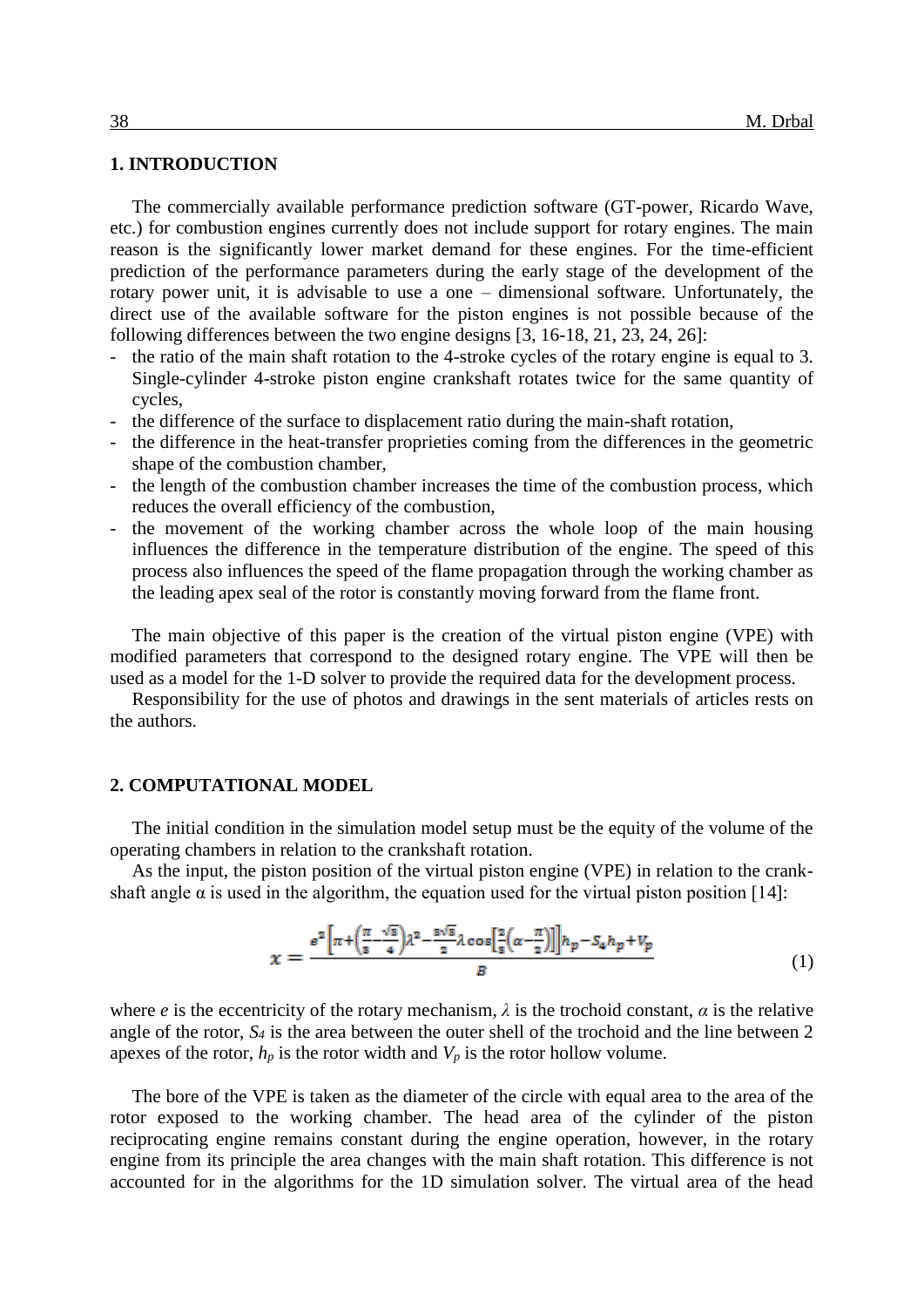## 1. INTRODUCTION

The commercially available performance prediction software (GT-power, Ricardo Wave, etc.) for combustion engines currently does not include support for rotary engines. The main reason is the significantly lower market demand for these engines. For the time-efficient prediction of the performance parameters during the early stage of the development of the rotary power unit, it is advisable to use a one – dimensional software. Unfortunately, the direct use of the available software for the piston engines is not possible because of the following differences between the two engine designs [3, 16-18, 21, 23, 24, 26]:

- the ratio of the main shaft rotation to the 4-stroke cycles of the rotary engine is equal to 3. Single-cylinder 4-stroke piston engine crankshaft rotates twice for the same quantity of cycles,
- the difference of the surface to displacement ratio during the main-shaft rotation,
- the difference in the heat-transfer proprieties coming from the differences in the geometric shape of the combustion chamber,
- the length of the combustion chamber increases the time of the combustion process, which reduces the overall efficiency of the combustion,
- the movement of the working chamber across the whole loop of the main housing influences the difference in the temperature distribution of the engine. The speed of this process also influences the speed of the flame propagation through the working chamber as the leading apex seal of the rotor is constantly moving forward from the flame front.

The main objective of this paper is the creation of the virtual piston engine (VPE) with modified parameters that correspond to the designed rotary engine. The VPE will then be used as a model for the 1-D solver to provide the required data for the development process.

Responsibility for the use of photos and drawings in the sent materials of articles rests on the authors.

## 2. COMPUTATIONAL MODEL

The initial condition in the simulation model setup must be the equity of the volume of the operating chambers in relation to the crankshaft rotation.

As the input, the piston position of the virtual piston engine (VPE) in relation to the crank-shaft angle α is used in the algorithm, the equation used for the virtual piston position [14]:

$$x = \frac{e^2\left[\pi + \left(\frac{\pi}{3} - \frac{\sqrt{3}}{4}\right)\lambda^2 - \frac{3\sqrt{3}}{2}\lambda\cos\left[\frac{2}{3}\left(\alpha - \frac{\pi}{2}\right)\right]\right]h_p - S_4 h_p + V_p}{B} \tag{1}$$

where $e$ is the eccentricity of the rotary mechanism, $\lambda$ is the trochoid constant, $\alpha$ is the relative angle of the rotor, $S_4$ is the area between the outer shell of the trochoid and the line between 2 apexes of the rotor, $h_p$ is the rotor width and $V_p$ is the rotor hollow volume.

The bore of the VPE is taken as the diameter of the circle with equal area to the area of the rotor exposed to the working chamber. The head area of the cylinder of the piston reciprocating engine remains constant during the engine operation, however, in the rotary engine from its principle the area changes with the main shaft rotation. This difference is not accounted for in the algorithms for the 1D simulation solver. The virtual area of the head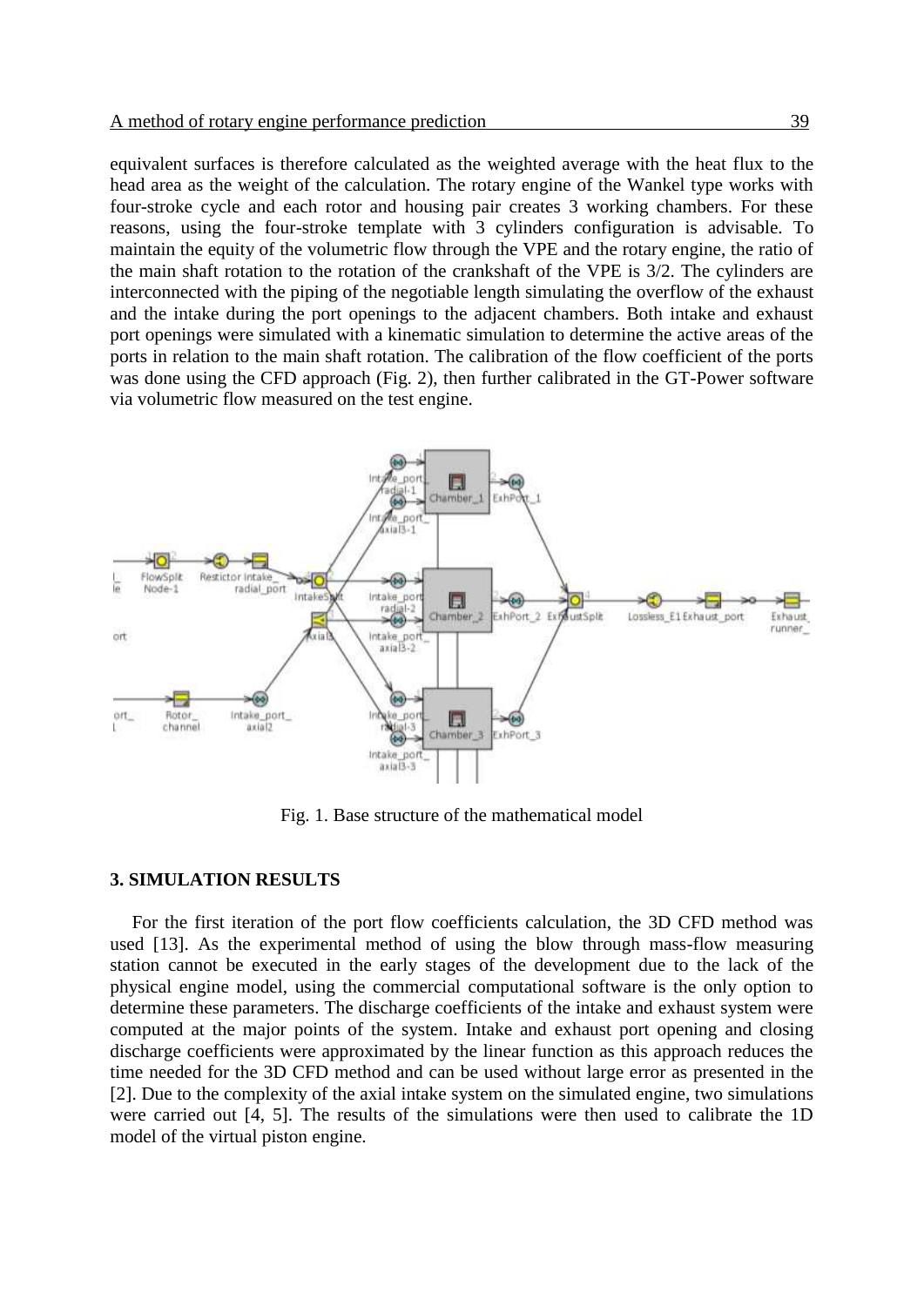equivalent surfaces is therefore calculated as the weighted average with the heat flux to the head area as the weight of the calculation. The rotary engine of the Wankel type works with four-stroke cycle and each rotor and housing pair creates 3 working chambers. For these reasons, using the four-stroke template with 3 cylinders configuration is advisable. To maintain the equity of the volumetric flow through the VPE and the rotary engine, the ratio of the main shaft rotation to the rotation of the crankshaft of the VPE is 3/2. The cylinders are interconnected with the piping of the negotiable length simulating the overflow of the exhaust and the intake during the port openings to the adjacent chambers. Both intake and exhaust port openings were simulated with a kinematic simulation to determine the active areas of the ports in relation to the main shaft rotation. The calibration of the flow coefficient of the ports was done using the CFD approach (Fig. 2), then further calibrated in the GT-Power software via volumetric flow measured on the test engine.

Fig. 1. Base structure of the mathematical model

## 3. SIMULATION RESULTS

For the first iteration of the port flow coefficients calculation, the 3D CFD method was used [13]. As the experimental method of using the blow through mass-flow measuring station cannot be executed in the early stages of the development due to the lack of the physical engine model, using the commercial computational software is the only option to determine these parameters. The discharge coefficients of the intake and exhaust system were computed at the major points of the system. Intake and exhaust port opening and closing discharge coefficients were approximated by the linear function as this approach reduces the time needed for the 3D CFD method and can be used without large error as presented in the [2]. Due to the complexity of the axial intake system on the simulated engine, two simulations were carried out [4, 5]. The results of the simulations were then used to calibrate the 1D model of the virtual piston engine.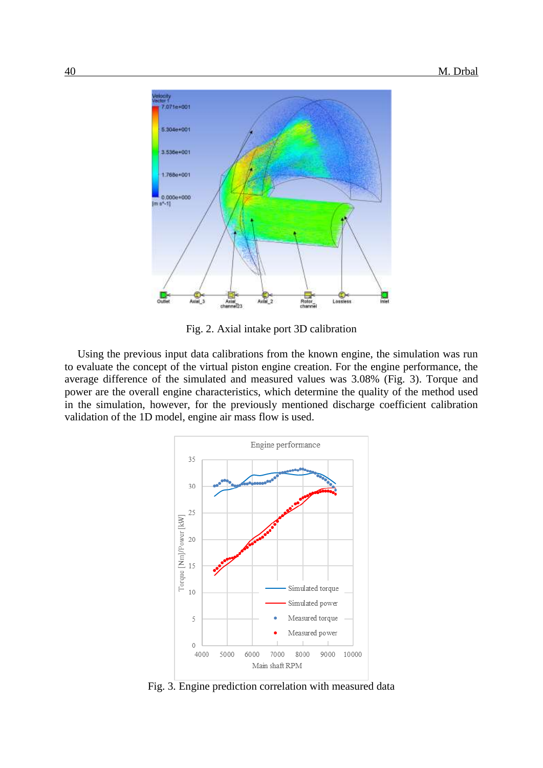Fig. 2. Axial intake port 3D calibration

Using the previous input data calibrations from the known engine, the simulation was run to evaluate the concept of the virtual piston engine creation. For the engine performance, the average difference of the simulated and measured values was 3.08% (Fig. 3). Torque and power are the overall engine characteristics, which determine the quality of the method used in the simulation, however, for the previously mentioned discharge coefficient calibration validation of the 1D model, engine air mass flow is used.

Fig. 3. Engine prediction correlation with measured data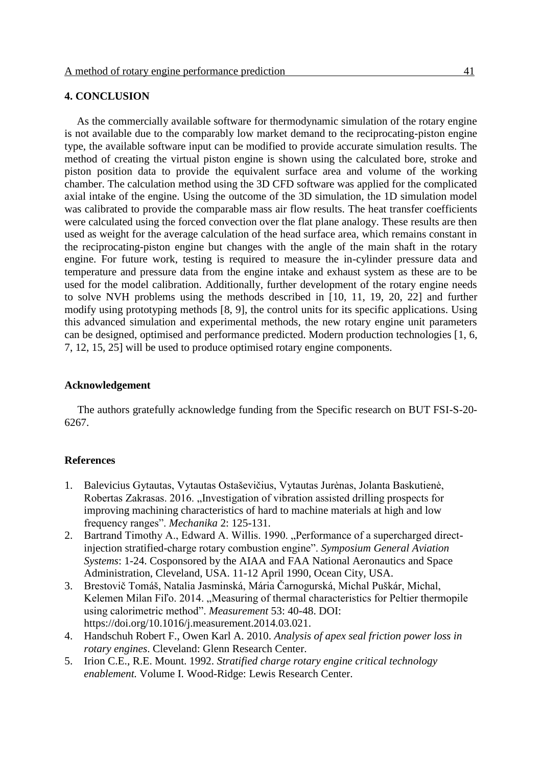## 4. CONCLUSION

As the commercially available software for thermodynamic simulation of the rotary engine is not available due to the comparably low market demand to the reciprocating-piston engine type, the available software input can be modified to provide accurate simulation results. The method of creating the virtual piston engine is shown using the calculated bore, stroke and piston position data to provide the equivalent surface area and volume of the working chamber. The calculation method using the 3D CFD software was applied for the complicated axial intake of the engine. Using the outcome of the 3D simulation, the 1D simulation model was calibrated to provide the comparable mass air flow results. The heat transfer coefficients were calculated using the forced convection over the flat plane analogy. These results are then used as weight for the average calculation of the head surface area, which remains constant in the reciprocating-piston engine but changes with the angle of the main shaft in the rotary engine. For future work, testing is required to measure the in-cylinder pressure data and temperature and pressure data from the engine intake and exhaust system as these are to be used for the model calibration. Additionally, further development of the rotary engine needs to solve NVH problems using the methods described in [10, 11, 19, 20, 22] and further modify using prototyping methods [8, 9], the control units for its specific applications. Using this advanced simulation and experimental methods, the new rotary engine unit parameters can be designed, optimised and performance predicted. Modern production technologies [1, 6, 7, 12, 15, 25] will be used to produce optimised rotary engine components.

### Acknowledgement

The authors gratefully acknowledge funding from the Specific research on BUT FSI-S-20-6267.

### References

1. Balevicius Gytautas, Vytautas Ostaševičius, Vytautas Jurėnas, Jolanta Baskutienė, Robertas Zakrasas. 2016. „Investigation of vibration assisted drilling prospects for improving machining characteristics of hard to machine materials at high and low frequency ranges". *Mechanika* 2: 125-131.
2. Bartrand Timothy A., Edward A. Willis. 1990. „Performance of a supercharged direct-injection stratified-charge rotary combustion engine". *Symposium General Aviation Systems*: 1-24. Cosponsored by the AIAA and FAA National Aeronautics and Space Administration, Cleveland, USA. 11-12 April 1990, Ocean City, USA.
3. Brestovič Tomáš, Natalia Jasminská, Mária Čarnogurská, Michal Puškár, Michal, Kelemen Milan Fiľo. 2014. „Measuring of thermal characteristics for Peltier thermopile using calorimetric method". *Measurement* 53: 40-48. DOI: https://doi.org/10.1016/j.measurement.2014.03.021.
4. Handschuh Robert F., Owen Karl A. 2010. *Analysis of apex seal friction power loss in rotary engines*. Cleveland: Glenn Research Center.
5. Irion C.E., R.E. Mount. 1992. *Stratified charge rotary engine critical technology enablement*. Volume I. Wood-Ridge: Lewis Research Center.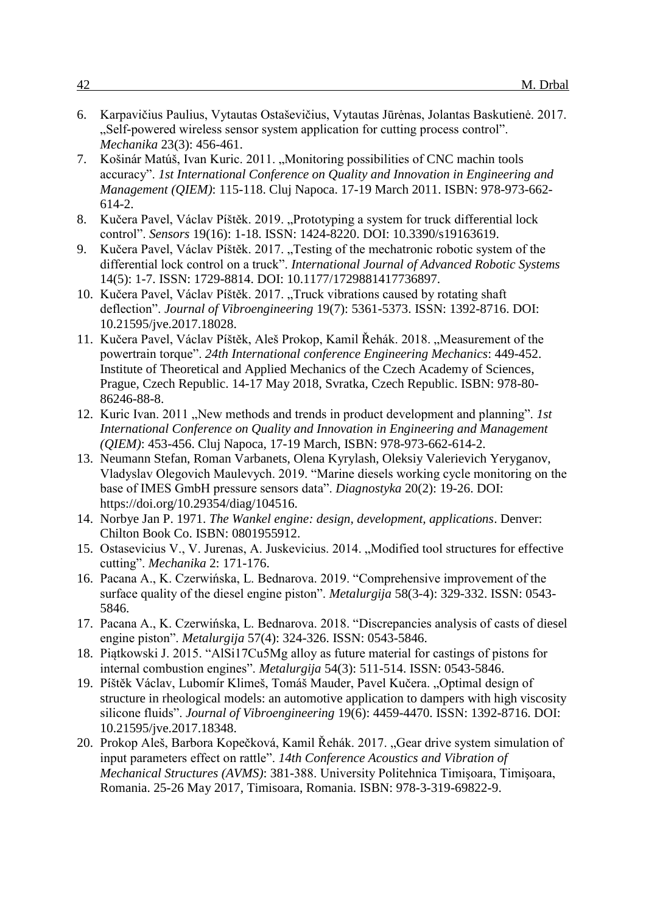6. Karpavičius Paulius, Vytautas Ostaševičius, Vytautas Jūrėnas, Jolantas Baskutienė. 2017. „Self-powered wireless sensor system application for cutting process control". *Mechanika* 23(3): 456-461.
7. Košinár Matúš, Ivan Kuric. 2011. „Monitoring possibilities of CNC machin tools accuracy". *1st International Conference on Quality and Innovation in Engineering and Management (QIEM)*: 115-118. Cluj Napoca. 17-19 March 2011. ISBN: 978-973-662-614-2.
8. Kučera Pavel, Václav Píštěk. 2019. „Prototyping a system for truck differential lock control". *Sensors* 19(16): 1-18. ISSN: 1424-8220. DOI: 10.3390/s19163619.
9. Kučera Pavel, Václav Píštěk. 2017. „Testing of the mechatronic robotic system of the differential lock control on a truck". *International Journal of Advanced Robotic Systems* 14(5): 1-7. ISSN: 1729-8814. DOI: 10.1177/1729881417736897.
10. Kučera Pavel, Václav Píštěk. 2017. „Truck vibrations caused by rotating shaft deflection". *Journal of Vibroengineering* 19(7): 5361-5373. ISSN: 1392-8716. DOI: 10.21595/jve.2017.18028.
11. Kučera Pavel, Václav Píštěk, Aleš Prokop, Kamil Řehák. 2018. „Measurement of the powertrain torque". *24th International conference Engineering Mechanics*: 449-452. Institute of Theoretical and Applied Mechanics of the Czech Academy of Sciences, Prague, Czech Republic. 14-17 May 2018, Svratka, Czech Republic. ISBN: 978-80-86246-88-8.
12. Kuric Ivan. 2011 „New methods and trends in product development and planning". *1st International Conference on Quality and Innovation in Engineering and Management (QIEM)*: 453-456. Cluj Napoca, 17-19 March, ISBN: 978-973-662-614-2.
13. Neumann Stefan, Roman Varbanets, Olena Kyrylash, Oleksiy Valerievich Yeryganov, Vladyslav Olegovich Maulevych. 2019. "Marine diesels working cycle monitoring on the base of IMES GmbH pressure sensors data". *Diagnostyka* 20(2): 19-26. DOI: https://doi.org/10.29354/diag/104516.
14. Norbye Jan P. 1971. *The Wankel engine: design, development, applications*. Denver: Chilton Book Co. ISBN: 0801955912.
15. Ostasevicius V., V. Jurenas, A. Juskevicius. 2014. „Modified tool structures for effective cutting". *Mechanika* 2: 171-176.
16. Pacana A., K. Czerwińska, L. Bednarova. 2019. "Comprehensive improvement of the surface quality of the diesel engine piston". *Metalurgija* 58(3-4): 329-332. ISSN: 0543-5846.
17. Pacana A., K. Czerwińska, L. Bednarova. 2018. "Discrepancies analysis of casts of diesel engine piston". *Metalurgija* 57(4): 324-326. ISSN: 0543-5846.
18. Piątkowski J. 2015. "AlSi17Cu5Mg alloy as future material for castings of pistons for internal combustion engines". *Metalurgija* 54(3): 511-514. ISSN: 0543-5846.
19. Píštěk Václav, Lubomír Klimeš, Tomáš Mauder, Pavel Kučera. „Optimal design of structure in rheological models: an automotive application to dampers with high viscosity silicone fluids". *Journal of Vibroengineering* 19(6): 4459-4470. ISSN: 1392-8716. DOI: 10.21595/jve.2017.18348.
20. Prokop Aleš, Barbora Kopečková, Kamil Řehák. 2017. „Gear drive system simulation of input parameters effect on rattle". *14th Conference Acoustics and Vibration of Mechanical Structures (AVMS)*: 381-388. University Politehnica Timişoara, Timişoara, Romania. 25-26 May 2017, Timisoara, Romania. ISBN: 978-3-319-69822-9.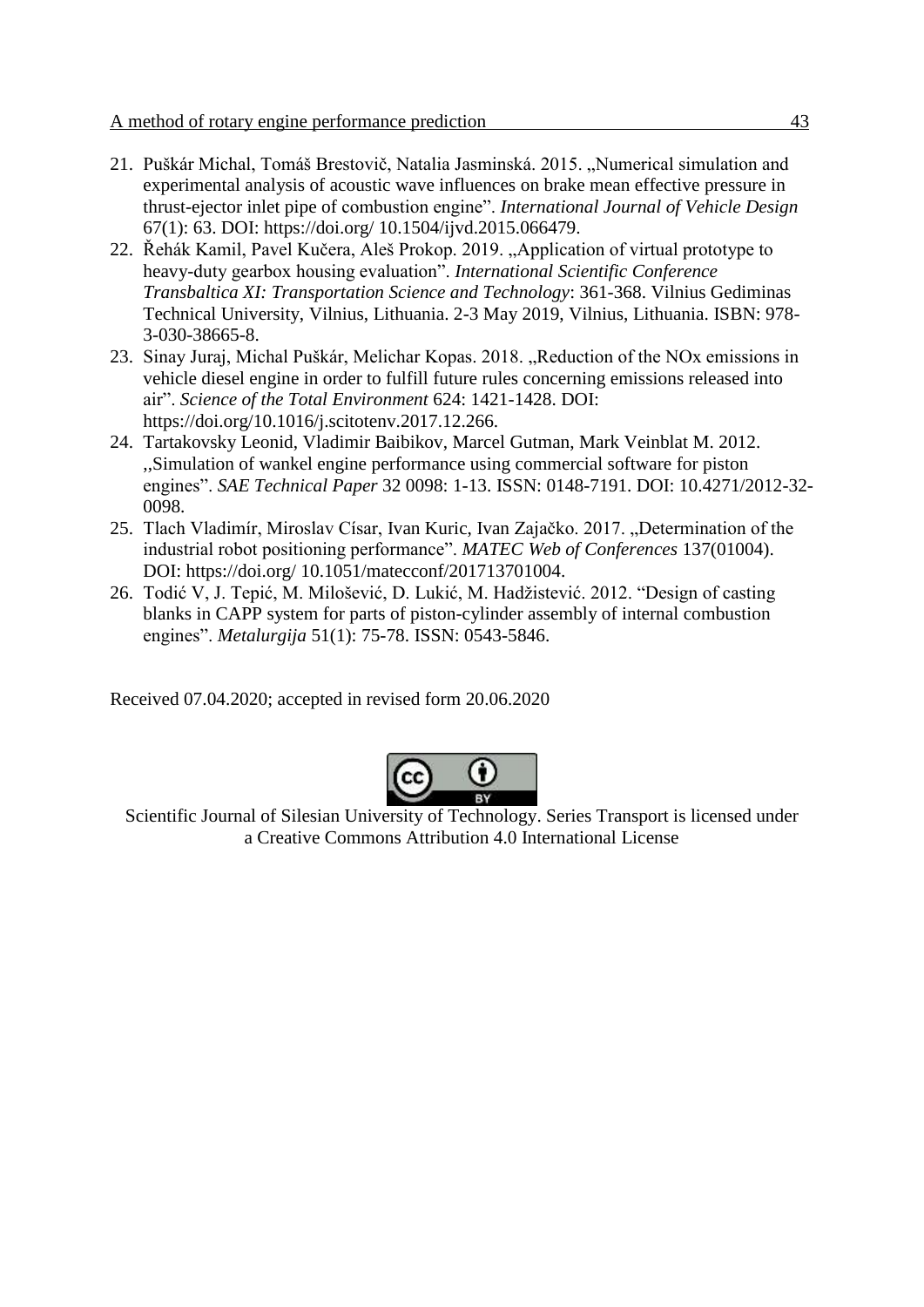21. Puškár Michal, Tomáš Brestovič, Natalia Jasminská. 2015. „Numerical simulation and experimental analysis of acoustic wave influences on brake mean effective pressure in thrust-ejector inlet pipe of combustion engine". *International Journal of Vehicle Design* 67(1): 63. DOI: https://doi.org/ 10.1504/ijvd.2015.066479.
22. Řehák Kamil, Pavel Kučera, Aleš Prokop. 2019. „Application of virtual prototype to heavy-duty gearbox housing evaluation". *International Scientific Conference Transbaltica XI: Transportation Science and Technology*: 361-368. Vilnius Gediminas Technical University, Vilnius, Lithuania. 2-3 May 2019, Vilnius, Lithuania. ISBN: 978-3-030-38665-8.
23. Sinay Juraj, Michal Puškár, Melichar Kopas. 2018. „Reduction of the NOx emissions in vehicle diesel engine in order to fulfill future rules concerning emissions released into air". *Science of the Total Environment* 624: 1421-1428. DOI: https://doi.org/10.1016/j.scitotenv.2017.12.266.
24. Tartakovsky Leonid, Vladimir Baibikov, Marcel Gutman, Mark Veinblat M. 2012. ,,Simulation of wankel engine performance using commercial software for piston engines". *SAE Technical Paper* 32 0098: 1-13. ISSN: 0148-7191. DOI: 10.4271/2012-32-0098.
25. Tlach Vladimír, Miroslav Císar, Ivan Kuric, Ivan Zajačko. 2017. „Determination of the industrial robot positioning performance". *MATEC Web of Conferences* 137(01004). DOI: https://doi.org/ 10.1051/matecconf/201713701004.
26. Todić V, J. Tepić, M. Milošević, D. Lukić, M. Hadžistević. 2012. "Design of casting blanks in CAPP system for parts of piston-cylinder assembly of internal combustion engines". *Metalurgija* 51(1): 75-78. ISSN: 0543-5846.

Received 07.04.2020; accepted in revised form 20.06.2020

Scientific Journal of Silesian University of Technology. Series Transport is licensed under a Creative Commons Attribution 4.0 International License